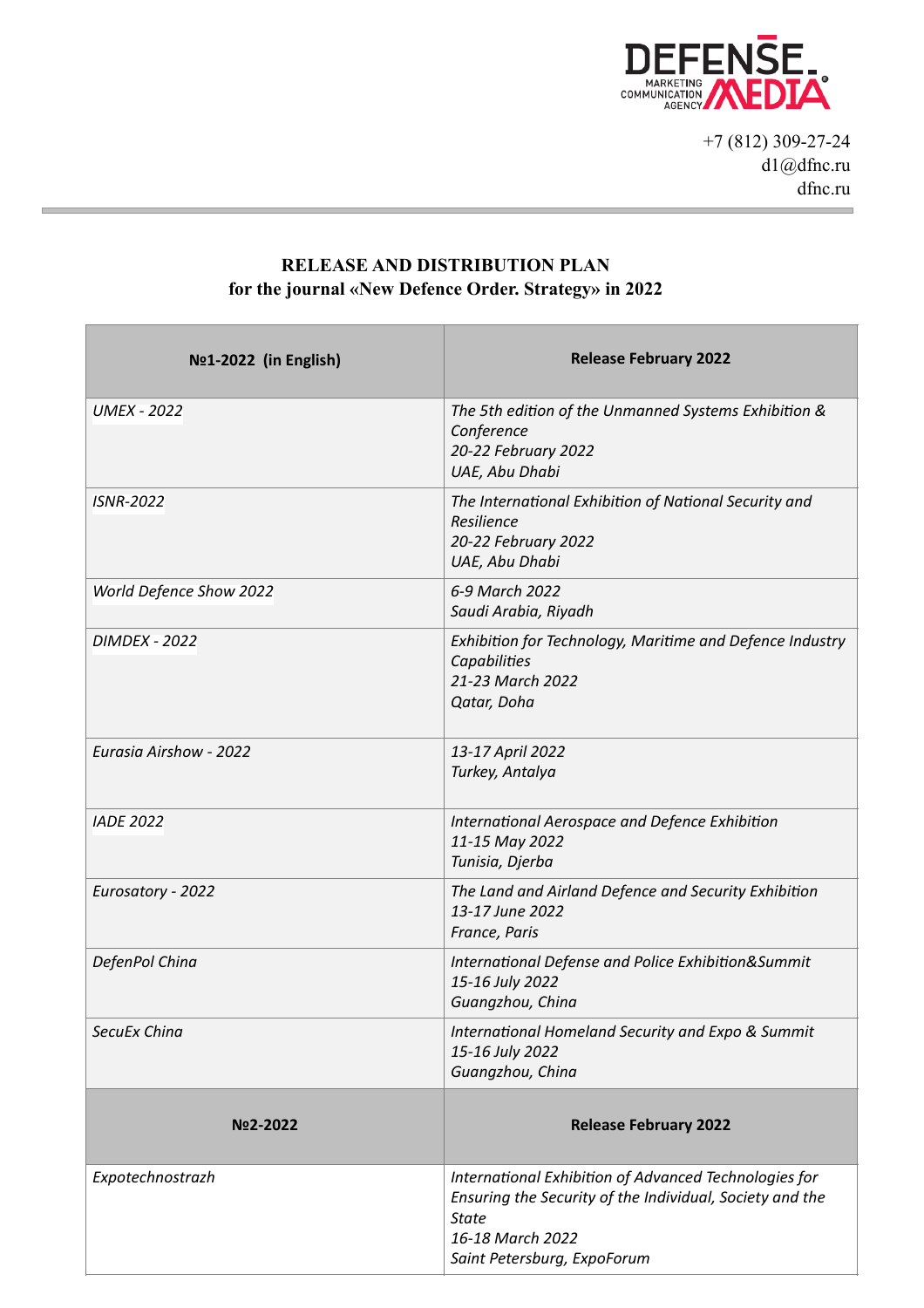DEFENSE MEDIA
MARKETING COMMUNICATION AGENCY

+7 (812) 309-27-24
d1@dfnc.ru
dfnc.ru

**RELEASE AND DISTRIBUTION PLAN**
**for the journal «New Defence Order. Strategy» in 2022**

| **№1-2022 (in English)** | **Release February 2022** |
|---|---|
| *UMEX - 2022* | *The 5th edition of the Unmanned Systems Exhibition & Conference<br>20-22 February 2022<br>UAE, Abu Dhabi* |
| *ISNR-2022* | *The International Exhibition of National Security and Resilience<br>20-22 February 2022<br>UAE, Abu Dhabi* |
| *World Defence Show 2022* | *6-9 March 2022<br>Saudi Arabia, Riyadh* |
| *DIMDEX - 2022* | *Exhibition for Technology, Maritime and Defence Industry Capabilities<br>21-23 March 2022<br>Qatar, Doha* |
| *Eurasia Airshow - 2022* | *13-17 April 2022<br>Turkey, Antalya* |
| *IADE 2022* | *International Aerospace and Defence Exhibition<br>11-15 May 2022<br>Tunisia, Djerba* |
| *Eurosatory - 2022* | *The Land and Airland Defence and Security Exhibition<br>13-17 June 2022<br>France, Paris* |
| *DefenPol China* | *International Defense and Police Exhibition&Summit<br>15-16 July 2022<br>Guangzhou, China* |
| *SecuEx China* | *International Homeland Security and Expo & Summit<br>15-16 July 2022<br>Guangzhou, China* |
| **№2-2022** | **Release February 2022** |
| *Expotechnostrazh* | *International Exhibition of Advanced Technologies for Ensuring the Security of the Individual, Society and the State<br>16-18 March 2022<br>Saint Petersburg, ExpoForum* |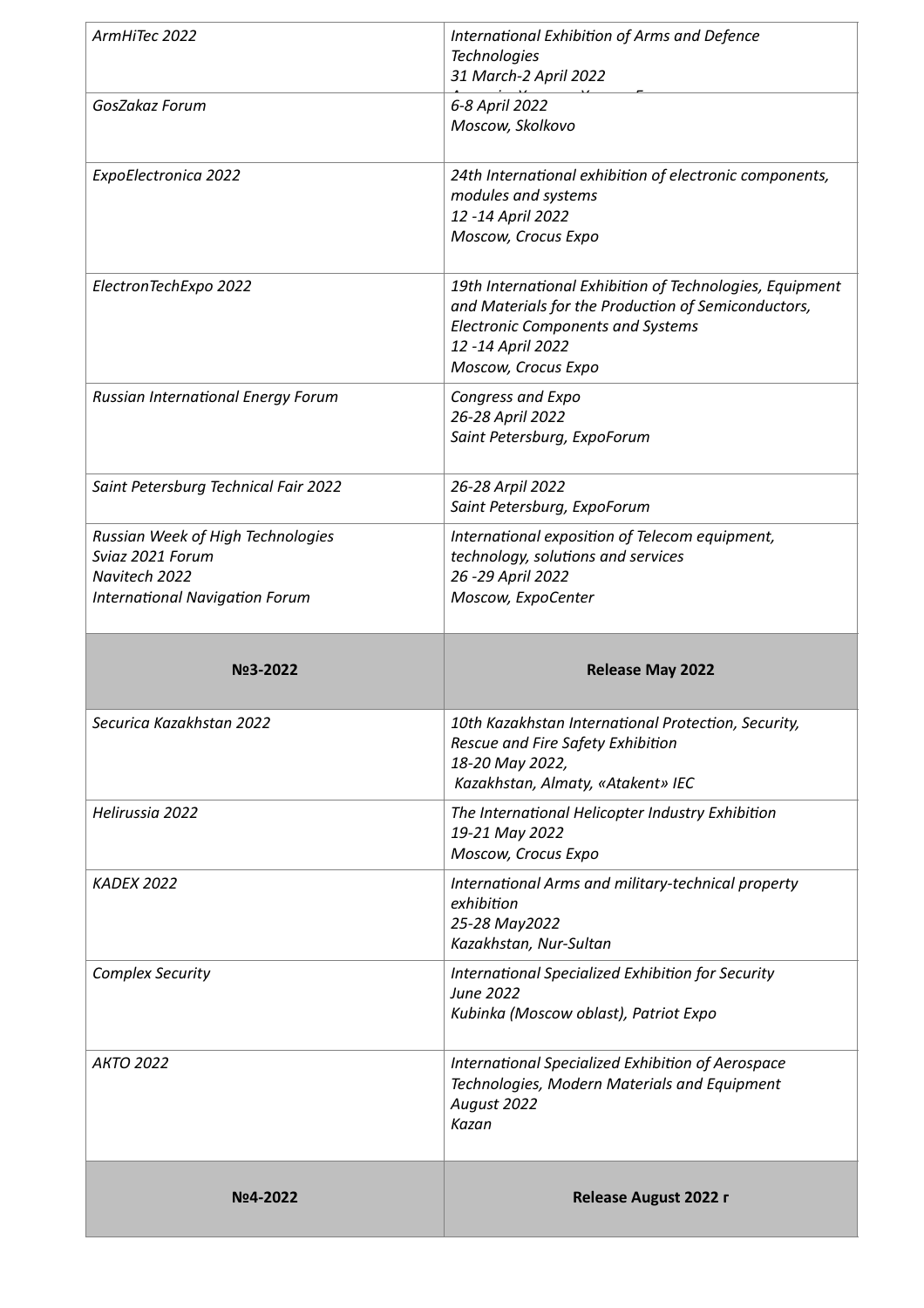| | |
|---|---|
| *ArmHiTec 2022* | *International Exhibition of Arms and Defence Technologies*<br>*31 March-2 April 2022* |
| *GosZakaz Forum* | *6-8 April 2022*<br>*Moscow, Skolkovo* |
| *ExpoElectronica 2022* | *24th International exhibition of electronic components, modules and systems*<br>*12 -14 April 2022*<br>*Moscow, Crocus Expo* |
| *ElectronTechExpo 2022* | *19th International Exhibition of Technologies, Equipment and Materials for the Production of Semiconductors, Electronic Components and Systems*<br>*12 -14 April 2022*<br>*Moscow, Crocus Expo* |
| *Russian International Energy Forum* | *Congress and Expo*<br>*26-28 April 2022*<br>*Saint Petersburg, ExpoForum* |
| *Saint Petersburg Technical Fair 2022* | *26-28 Arpil 2022*<br>*Saint Petersburg, ExpoForum* |
| *Russian Week of High Technologies*<br>*Sviaz 2021 Forum*<br>*Navitech 2022*<br>*International Navigation Forum* | *International exposition of Telecom equipment, technology, solutions and services*<br>*26 -29 April 2022*<br>*Moscow, ExpoCenter* |
| **№3-2022** | **Release May 2022** |
| *Securica Kazakhstan 2022* | *10th Kazakhstan International Protection, Security, Rescue and Fire Safety Exhibition*<br>*18-20 May 2022,*<br>*Kazakhstan, Almaty, «Atakent» IEC* |
| *Helirussia 2022* | *The International Helicopter Industry Exhibition*<br>*19-21 May 2022*<br>*Moscow, Crocus Expo* |
| *KADEX 2022* | *International Arms and military-technical property exhibition*<br>*25-28 May2022*<br>*Kazakhstan, Nur-Sultan* |
| *Complex Security* | *International Specialized Exhibition for Security*<br>*June 2022*<br>*Kubinka (Moscow oblast), Patriot Expo* |
| *AKTO 2022* | *International Specialized Exhibition of Aerospace Technologies, Modern Materials and Equipment*<br>*August 2022*<br>*Kazan* |
| **№4-2022** | **Release August 2022 г** |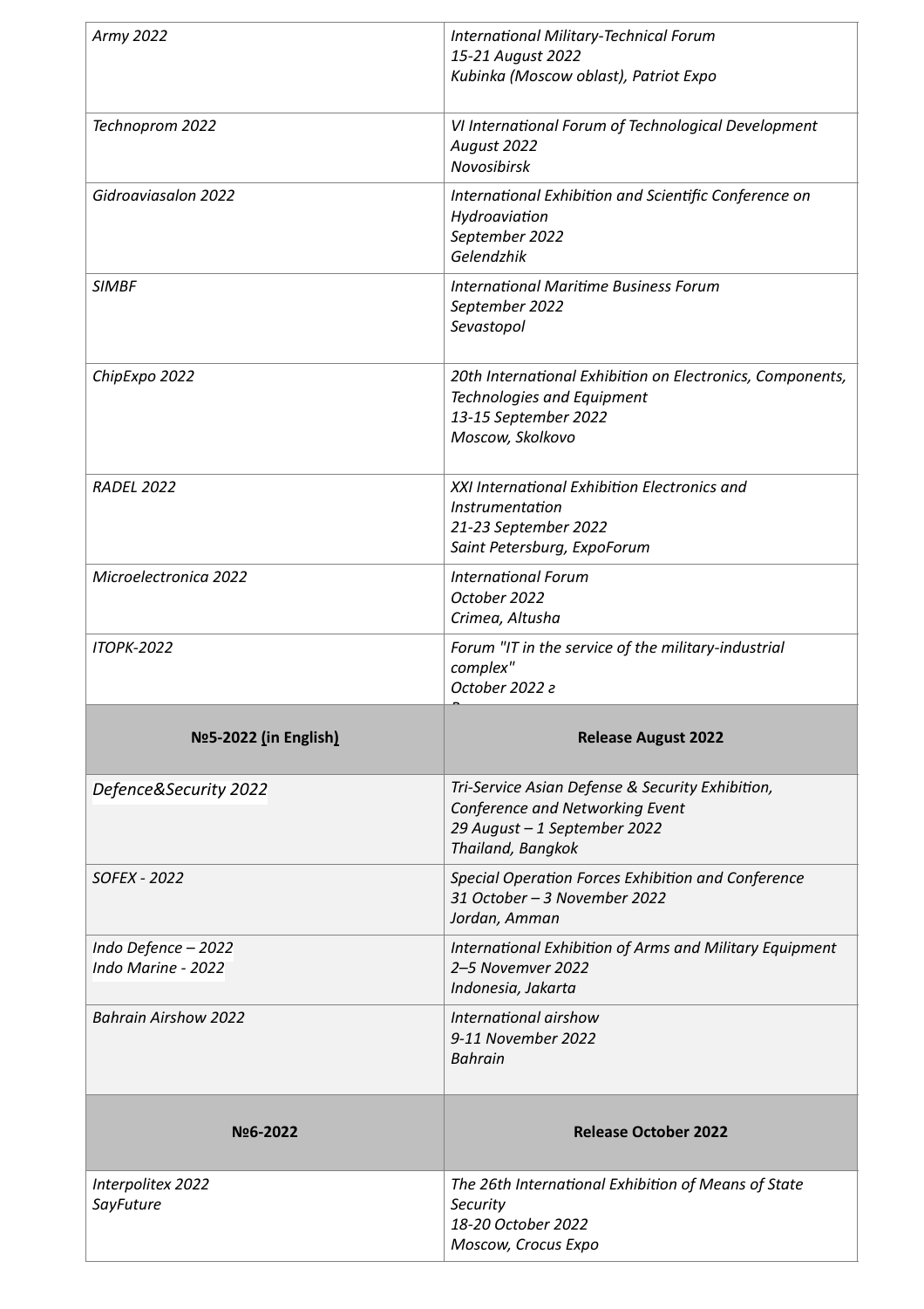| | |
|---|---|
| *Army 2022* | *International Military-Technical Forum*<br>*15-21 August 2022*<br>*Kubinka (Moscow oblast), Patriot Expo* |
| *Technoprom 2022* | *VI International Forum of Technological Development*<br>*August 2022*<br>*Novosibirsk* |
| *Gidroaviasalon 2022* | *International Exhibition and Scientific Conference on Hydroaviation*<br>*September 2022*<br>*Gelendzhik* |
| *SIMBF* | *International Maritime Business Forum*<br>*September 2022*<br>*Sevastopol* |
| *ChipExpo 2022* | *20th International Exhibition on Electronics, Components, Technologies and Equipment*<br>*13-15 September 2022*<br>*Moscow, Skolkovo* |
| *RADEL 2022* | *XXI International Exhibition Electronics and Instrumentation*<br>*21-23 September 2022*<br>*Saint Petersburg, ExpoForum* |
| *Microelectronica 2022* | *International Forum*<br>*October 2022*<br>*Crimea, Altusha* |
| *ITOPK-2022* | *Forum "IT in the service of the military-industrial complex"*<br>*October 2022 г* |
| **№5-2022 (in English)** | **Release August 2022** |
| *Defence&Security 2022* | *Tri-Service Asian Defense & Security Exhibition, Conference and Networking Event*<br>*29 August – 1 September 2022*<br>*Thailand, Bangkok* |
| *SOFEX - 2022* | *Special Operation Forces Exhibition and Conference*<br>*31 October – 3 November 2022*<br>*Jordan, Amman* |
| *Indo Defence – 2022*<br>*Indo Marine - 2022* | *International Exhibition of Arms and Military Equipment*<br>*2–5 Novemver 2022*<br>*Indonesia, Jakarta* |
| *Bahrain Airshow 2022* | *International airshow*<br>*9-11 November 2022*<br>*Bahrain* |
| **№6-2022** | **Release October 2022** |
| *Interpolitex 2022*<br>*SayFuture* | *The 26th International Exhibition of Means of State Security*<br>*18-20 October 2022*<br>*Moscow, Crocus Expo* |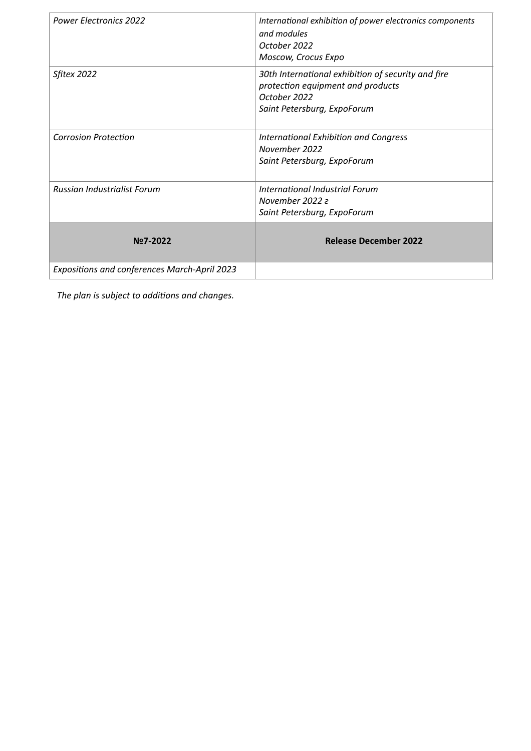| | |
|---|---|
| *Power Electronics 2022* | *International exhibition of power electronics components and modules*<br>*October 2022*<br>*Moscow, Crocus Expo* |
| *Sfitex 2022* | *30th International exhibition of security and fire protection equipment and products*<br>*October 2022*<br>*Saint Petersburg, ExpoForum* |
| *Corrosion Protection* | *International Exhibition and Congress*<br>*November 2022*<br>*Saint Petersburg, ExpoForum* |
| *Russian Industrialist Forum* | *International Industrial Forum*<br>*November 2022 г*<br>*Saint Petersburg, ExpoForum* |
| **№7-2022** | **Release December 2022** |
| *Expositions and conferences March-April 2023* | |

*The plan is subject to additions and changes.*